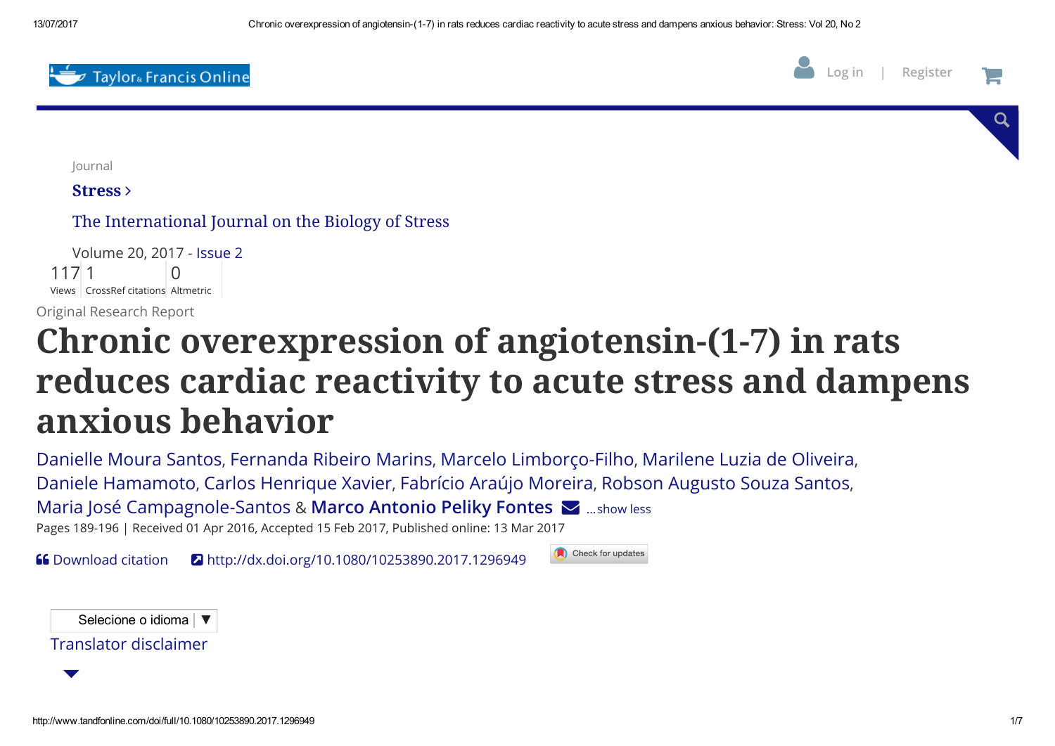Journal

**Stress ›**

The International Journal on the Biology of Stress

Volume 20, 2017 - Issue 2

117 Views | 1 CrossRef citations | 0 Altmetric

Original Research Report

# Chronic overexpression of angiotensin-(1-7) in rats reduces cardiac reactivity to acute stress and dampens anxious behavior

Danielle Moura Santos, Fernanda Ribeiro Marins, Marcelo Limborço-Filho, Marilene Luzia de Oliveira, Daniele Hamamoto, Carlos Henrique Xavier, Fabrício Araújo Moreira, Robson Augusto Souza Santos, Maria José Campagnole-Santos & **Marco Antonio Peliky Fontes** ...show less

Pages 189-196 | Received 01 Apr 2016, Accepted 15 Feb 2017, Published online: 13 Mar 2017

Download citation | http://dx.doi.org/10.1080/10253890.2017.1296949 | Check for updates

Selecione o idioma ▼

Translator disclaimer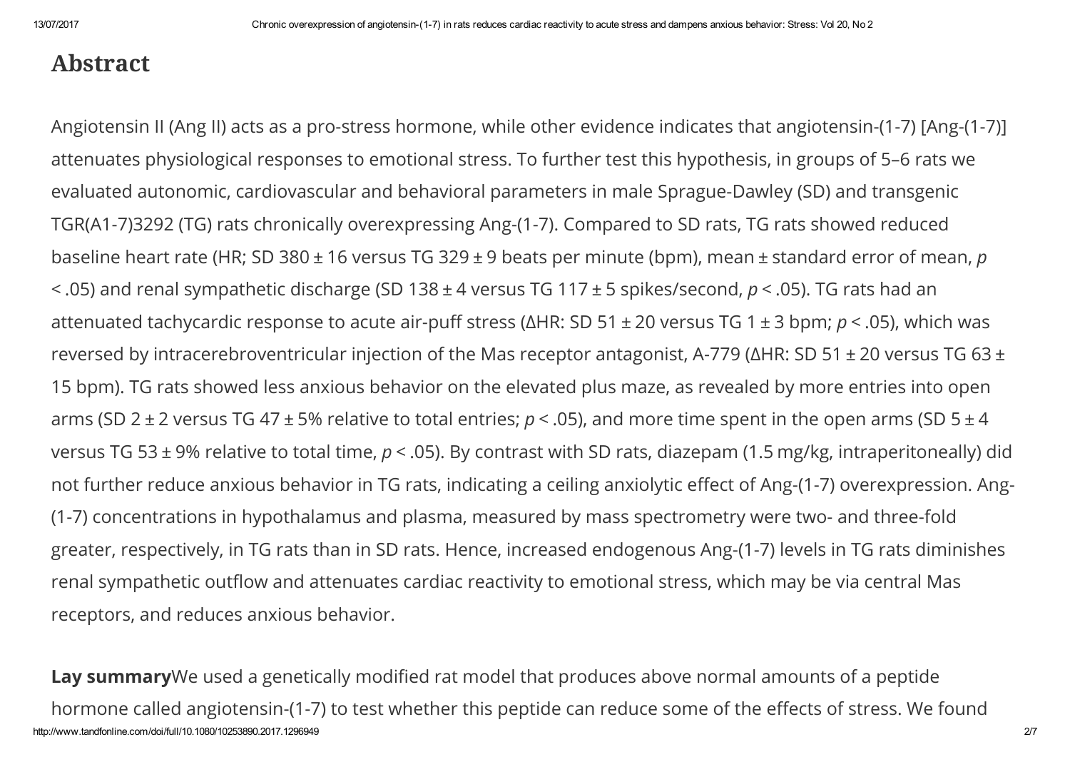## Abstract

Angiotensin II (Ang II) acts as a pro-stress hormone, while other evidence indicates that angiotensin-(1-7) [Ang-(1-7)] attenuates physiological responses to emotional stress. To further test this hypothesis, in groups of 5–6 rats we evaluated autonomic, cardiovascular and behavioral parameters in male Sprague-Dawley (SD) and transgenic TGR(A1-7)3292 (TG) rats chronically overexpressing Ang-(1-7). Compared to SD rats, TG rats showed reduced baseline heart rate (HR; SD 380 ± 16 versus TG 329 ± 9 beats per minute (bpm), mean ± standard error of mean, $p < .05$) and renal sympathetic discharge (SD 138 ± 4 versus TG 117 ± 5 spikes/second, $p < .05$). TG rats had an attenuated tachycardic response to acute air-puff stress (ΔHR: SD 51 ± 20 versus TG 1 ± 3 bpm; $p < .05$), which was reversed by intracerebroventricular injection of the Mas receptor antagonist, A-779 (ΔHR: SD 51 ± 20 versus TG 63 ± 15 bpm). TG rats showed less anxious behavior on the elevated plus maze, as revealed by more entries into open arms (SD 2 ± 2 versus TG 47 ± 5% relative to total entries; $p < .05$), and more time spent in the open arms (SD 5 ± 4 versus TG 53 ± 9% relative to total time, $p < .05$). By contrast with SD rats, diazepam (1.5 mg/kg, intraperitoneally) did not further reduce anxious behavior in TG rats, indicating a ceiling anxiolytic effect of Ang-(1-7) overexpression. Ang-(1-7) concentrations in hypothalamus and plasma, measured by mass spectrometry were two- and three-fold greater, respectively, in TG rats than in SD rats. Hence, increased endogenous Ang-(1-7) levels in TG rats diminishes renal sympathetic outflow and attenuates cardiac reactivity to emotional stress, which may be via central Mas receptors, and reduces anxious behavior.

**Lay summary**We used a genetically modified rat model that produces above normal amounts of a peptide hormone called angiotensin-(1-7) to test whether this peptide can reduce some of the effects of stress. We found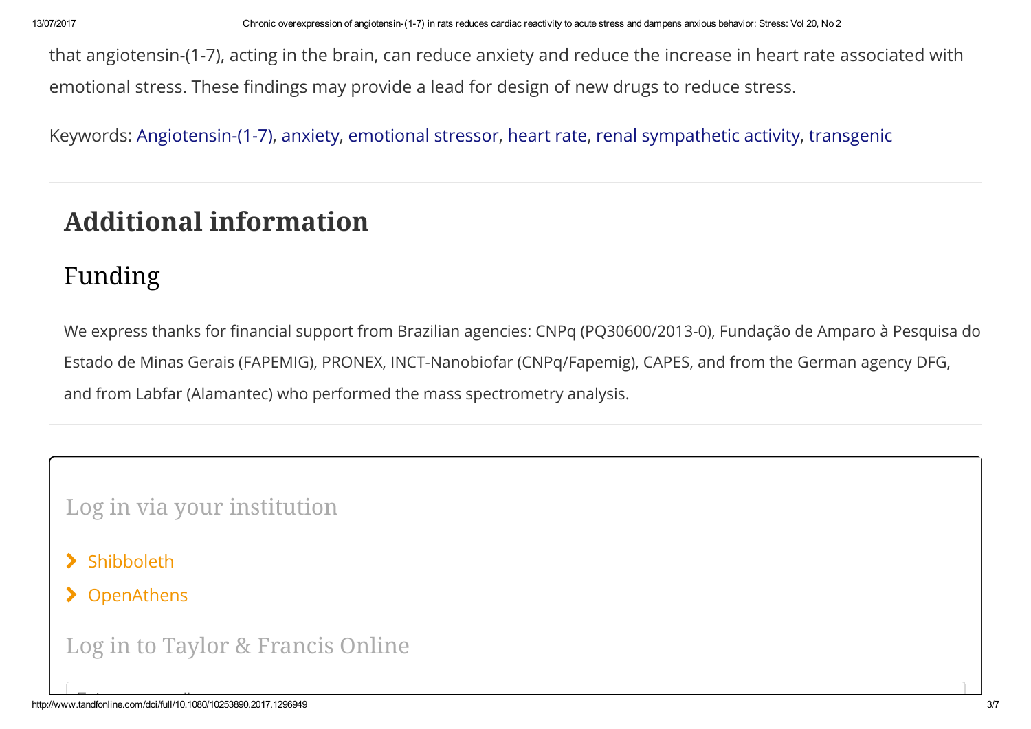that angiotensin-(1-7), acting in the brain, can reduce anxiety and reduce the increase in heart rate associated with emotional stress. These findings may provide a lead for design of new drugs to reduce stress.

Keywords: Angiotensin-(1-7), anxiety, emotional stressor, heart rate, renal sympathetic activity, transgenic

# Additional information

## Funding

We express thanks for financial support from Brazilian agencies: CNPq (PQ30600/2013-0), Fundação de Amparo à Pesquisa do Estado de Minas Gerais (FAPEMIG), PRONEX, INCT-Nanobiofar (CNPq/Fapemig), CAPES, and from the German agency DFG, and from Labfar (Alamantec) who performed the mass spectrometry analysis.

Log in via your institution

- Shibboleth
- OpenAthens

Log in to Taylor & Francis Online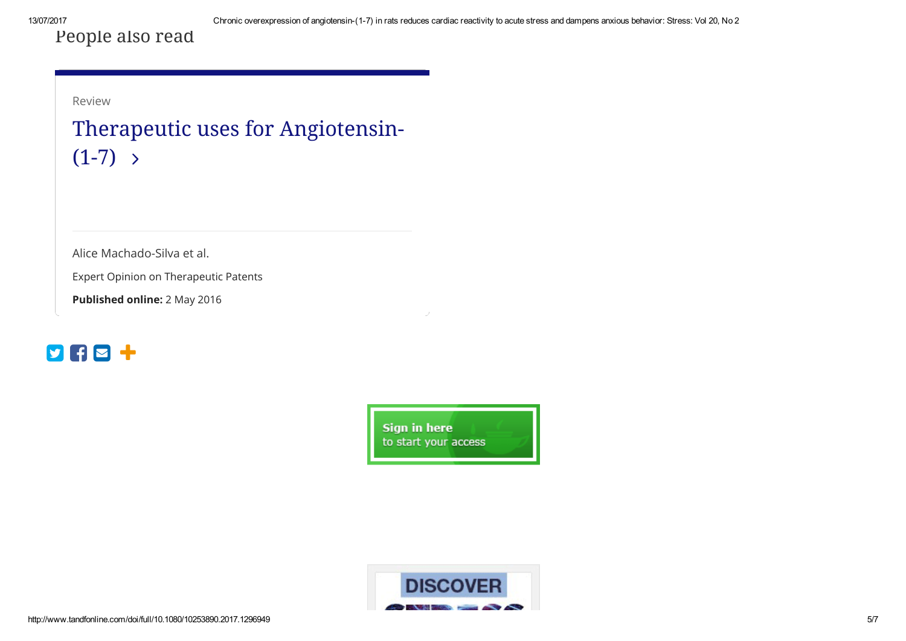People also read

Review

## Therapeutic uses for Angiotensin-(1-7) ›

Alice Machado-Silva et al.

Expert Opinion on Therapeutic Patents

**Published online:** 2 May 2016

Sign in here
to start your access

DISCOVER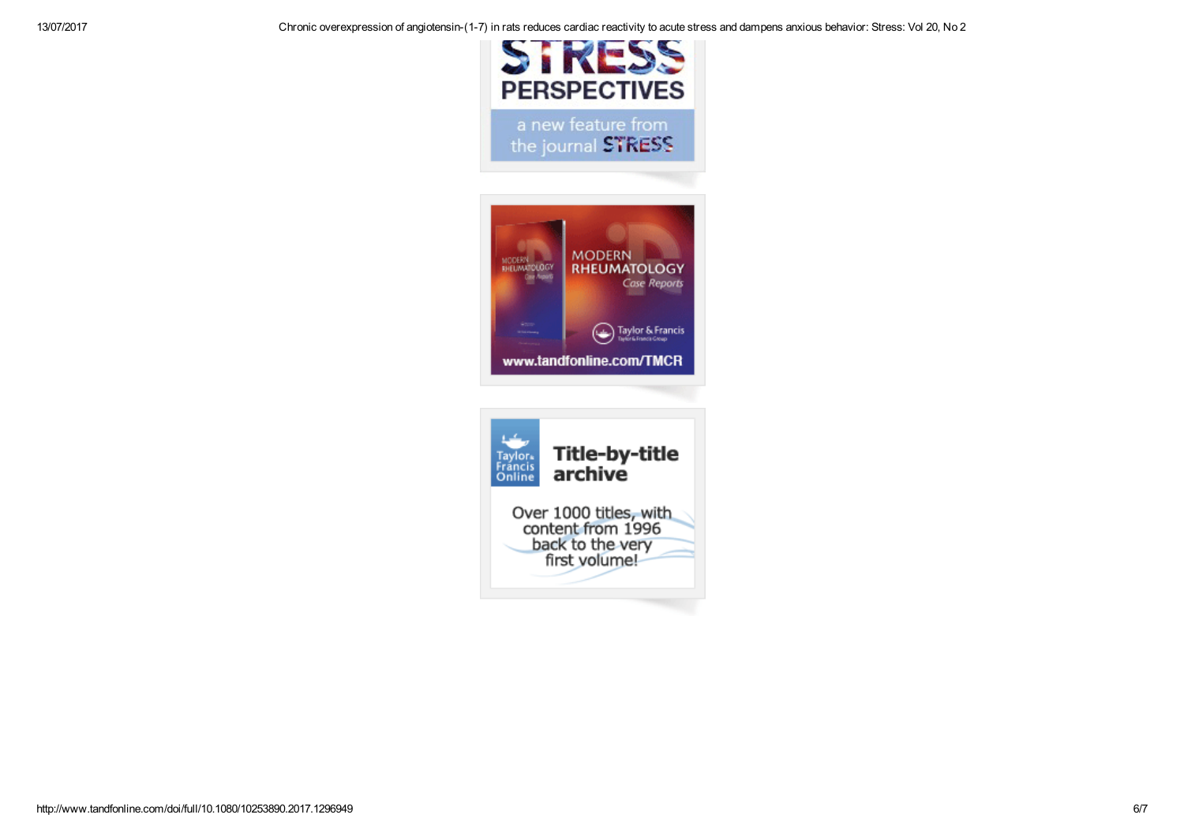STRESS PERSPECTIVES

a new feature from the journal STRESS

MODERN RHEUMATOLOGY Case Reports

Taylor & Francis

www.tandfonline.com/TMCR

Taylor & Francis Online

Title-by-title archive

Over 1000 titles, with content from 1996 back to the very first volume!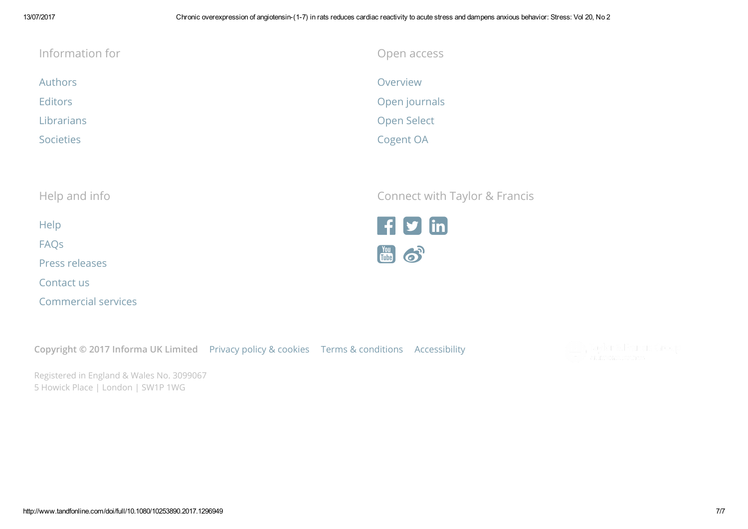## Information for

Authors

Editors

Librarians

Societies

## Open access

Overview

Open journals

Open Select

Cogent OA

## Help and info

Help

FAQs

Press releases

Contact us

Commercial services

## Connect with Taylor & Francis

**Copyright © 2017 Informa UK Limited** Privacy policy & cookies Terms & conditions Accessibility

Registered in England & Wales No. 3099067
5 Howick Place | London | SW1P 1WG